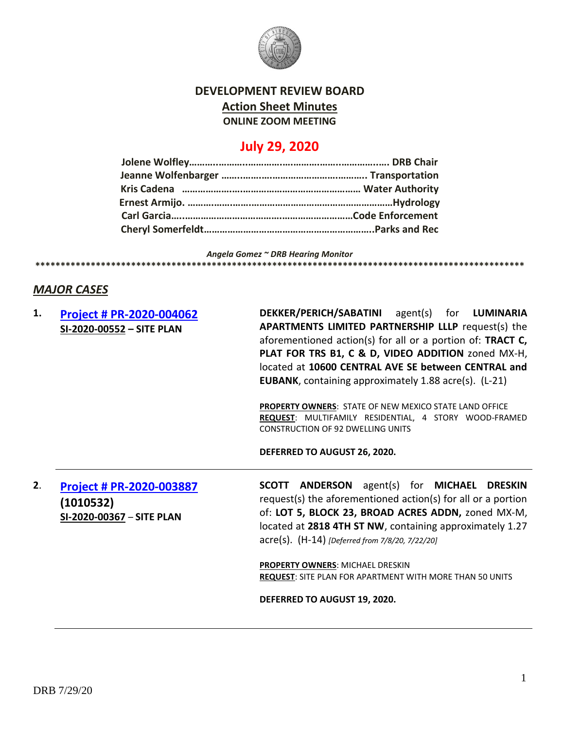# DEVELOPMENT REVIEW BOARD

## Action Sheet Minutes

**ONLINE ZOOM MEETING**

## July 29, 2020

**Jolene Wolfley……………………………………………………………… DRB Chair**
**Jeanne Wolfenbarger …………………………………………….. Transportation**
**Kris Cadena …………………………………………………………… Water Authority**
**Ernest Armijo. ……………………………………………………………………Hydrology**
**Carl Garcia……………………………………………………………Code Enforcement**
**Cheryl Somerfeldt………………………………………………………..Parks and Rec**

*Angela Gomez ~ DRB Hearing Monitor*

****************************************************************************************************

## *MAJOR CASES*

**1.** **Project # PR-2020-004062**
**SI-2020-00552 – SITE PLAN**

**DEKKER/PERICH/SABATINI** agent(s) for **LUMINARIA APARTMENTS LIMITED PARTNERSHIP LLLP** request(s) the aforementioned action(s) for all or a portion of: **TRACT C, PLAT FOR TRS B1, C & D, VIDEO ADDITION** zoned MX-H, located at **10600 CENTRAL AVE SE between CENTRAL and EUBANK**, containing approximately 1.88 acre(s). (L-21)

**PROPERTY OWNERS**: STATE OF NEW MEXICO STATE LAND OFFICE
**REQUEST**: MULTIFAMILY RESIDENTIAL, 4 STORY WOOD-FRAMED CONSTRUCTION OF 92 DWELLING UNITS

**DEFERRED TO AUGUST 26, 2020.**

---

**2.** **Project # PR-2020-003887**
**(1010532)**
**SI-2020-00367 – SITE PLAN**

**SCOTT ANDERSON** agent(s) for **MICHAEL DRESKIN** request(s) the aforementioned action(s) for all or a portion of: **LOT 5, BLOCK 23, BROAD ACRES ADDN,** zoned MX-M, located at **2818 4TH ST NW**, containing approximately 1.27 acre(s). (H-14) *[Deferred from 7/8/20, 7/22/20]*

**PROPERTY OWNERS**: MICHAEL DRESKIN
**REQUEST**: SITE PLAN FOR APARTMENT WITH MORE THAN 50 UNITS

**DEFERRED TO AUGUST 19, 2020.**

---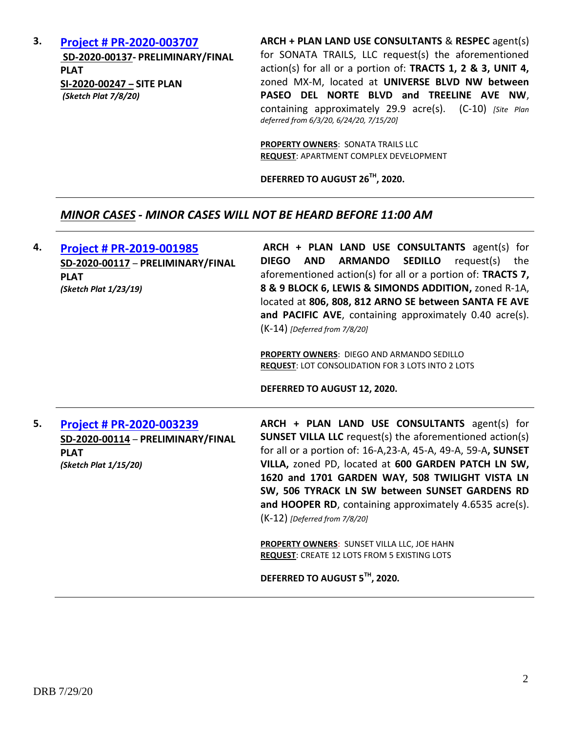3. **[Project # PR-2020-003707](#)**
**SD-2020-00137- PRELIMINARY/FINAL PLAT**
**SI-2020-00247 – SITE PLAN**
***(Sketch Plat 7/8/20)***

**ARCH + PLAN LAND USE CONSULTANTS** & **RESPEC** agent(s) for SONATA TRAILS, LLC request(s) the aforementioned action(s) for all or a portion of: **TRACTS 1, 2 & 3, UNIT 4,** zoned MX-M, located at **UNIVERSE BLVD NW between PASEO DEL NORTE BLVD and TREELINE AVE NW**, containing approximately 29.9 acre(s). (C-10) *[Site Plan deferred from 6/3/20, 6/24/20, 7/15/20]*

**PROPERTY OWNERS**: SONATA TRAILS LLC
**REQUEST**: APARTMENT COMPLEX DEVELOPMENT

**DEFERRED TO AUGUST 26TH, 2020.**

---

## *MINOR CASES - MINOR CASES WILL NOT BE HEARD BEFORE 11:00 AM*

---

4. **[Project # PR-2019-001985](#)**
**SD-2020-00117 – PRELIMINARY/FINAL PLAT**
***(Sketch Plat 1/23/19)***

**ARCH + PLAN LAND USE CONSULTANTS** agent(s) for **DIEGO AND ARMANDO SEDILLO** request(s) the aforementioned action(s) for all or a portion of: **TRACTS 7, 8 & 9 BLOCK 6, LEWIS & SIMONDS ADDITION,** zoned R-1A, located at **806, 808, 812 ARNO SE between SANTA FE AVE and PACIFIC AVE**, containing approximately 0.40 acre(s). (K-14) *[Deferred from 7/8/20]*

**PROPERTY OWNERS**: DIEGO AND ARMANDO SEDILLO
**REQUEST**: LOT CONSOLIDATION FOR 3 LOTS INTO 2 LOTS

**DEFERRED TO AUGUST 12, 2020.**

---

5. **[Project # PR-2020-003239](#)**
**SD-2020-00114 – PRELIMINARY/FINAL PLAT**
***(Sketch Plat 1/15/20)***

**ARCH + PLAN LAND USE CONSULTANTS** agent(s) for **SUNSET VILLA LLC** request(s) the aforementioned action(s) for all or a portion of: 16-A,23-A, 45-A, 49-A, 59-A**, SUNSET VILLA,** zoned PD, located at **600 GARDEN PATCH LN SW, 1620 and 1701 GARDEN WAY, 508 TWILIGHT VISTA LN SW, 506 TYRACK LN SW between SUNSET GARDENS RD and HOOPER RD**, containing approximately 4.6535 acre(s). (K-12) *[Deferred from 7/8/20]*

**PROPERTY OWNERS**: SUNSET VILLA LLC, JOE HAHN
**REQUEST**: CREATE 12 LOTS FROM 5 EXISTING LOTS

**DEFERRED TO AUGUST 5TH, 2020.**

---

DRB 7/29/20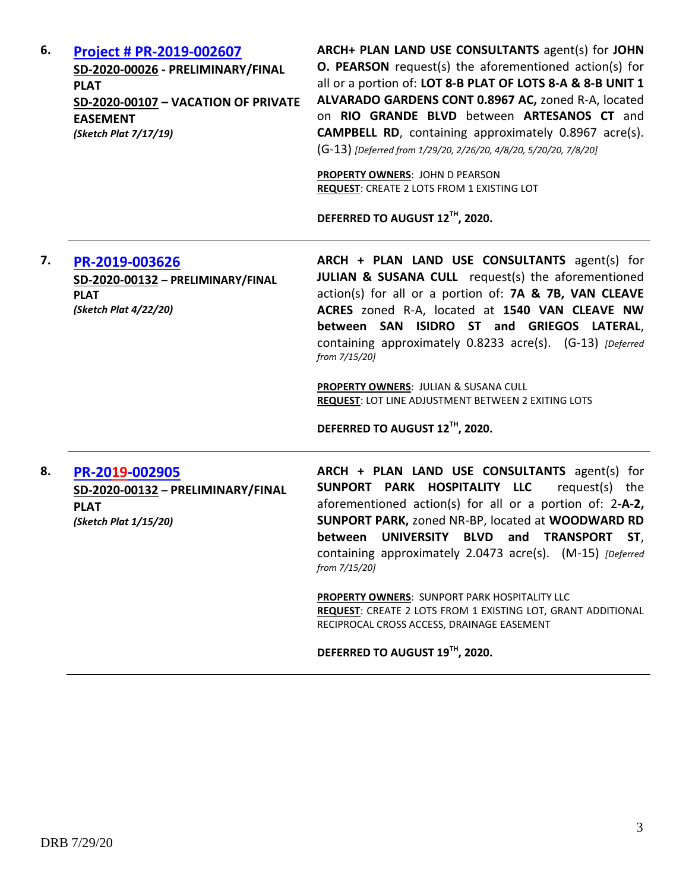**6.** **Project # PR-2019-002607**
**SD-2020-00026 - PRELIMINARY/FINAL PLAT**
**SD-2020-00107 – VACATION OF PRIVATE EASEMENT**
***(Sketch Plat 7/17/19)***

**ARCH+ PLAN LAND USE CONSULTANTS** agent(s) for **JOHN O. PEARSON** request(s) the aforementioned action(s) for all or a portion of: **LOT 8-B PLAT OF LOTS 8-A & 8-B UNIT 1 ALVARADO GARDENS CONT 0.8967 AC,** zoned R-A, located on **RIO GRANDE BLVD** between **ARTESANOS CT** and **CAMPBELL RD**, containing approximately 0.8967 acre(s). (G-13) *[Deferred from 1/29/20, 2/26/20, 4/8/20, 5/20/20, 7/8/20]*

**PROPERTY OWNERS**: JOHN D PEARSON
**REQUEST**: CREATE 2 LOTS FROM 1 EXISTING LOT

**DEFERRED TO AUGUST 12TH, 2020.**

---

**7.** **PR-2019-003626**
**SD-2020-00132 – PRELIMINARY/FINAL PLAT**
***(Sketch Plat 4/22/20)***

**ARCH + PLAN LAND USE CONSULTANTS** agent(s) for **JULIAN & SUSANA CULL** request(s) the aforementioned action(s) for all or a portion of: **7A & 7B, VAN CLEAVE ACRES** zoned R-A, located at **1540 VAN CLEAVE NW between SAN ISIDRO ST and GRIEGOS LATERAL**, containing approximately 0.8233 acre(s). (G-13) *[Deferred from 7/15/20]*

**PROPERTY OWNERS**: JULIAN & SUSANA CULL
**REQUEST**: LOT LINE ADJUSTMENT BETWEEN 2 EXITING LOTS

**DEFERRED TO AUGUST 12TH, 2020.**

---

**8.** **PR-2019-002905**
**SD-2020-00132 – PRELIMINARY/FINAL PLAT**
***(Sketch Plat 1/15/20)***

**ARCH + PLAN LAND USE CONSULTANTS** agent(s) for **SUNPORT PARK HOSPITALITY LLC** request(s) the aforementioned action(s) for all or a portion of: 2**-A-2, SUNPORT PARK,** zoned NR-BP, located at **WOODWARD RD between UNIVERSITY BLVD and TRANSPORT ST**, containing approximately 2.0473 acre(s). (M-15) *[Deferred from 7/15/20]*

**PROPERTY OWNERS**: SUNPORT PARK HOSPITALITY LLC
**REQUEST**: CREATE 2 LOTS FROM 1 EXISTING LOT, GRANT ADDITIONAL RECIPROCAL CROSS ACCESS, DRAINAGE EASEMENT

**DEFERRED TO AUGUST 19TH, 2020.**

---

DRB 7/29/20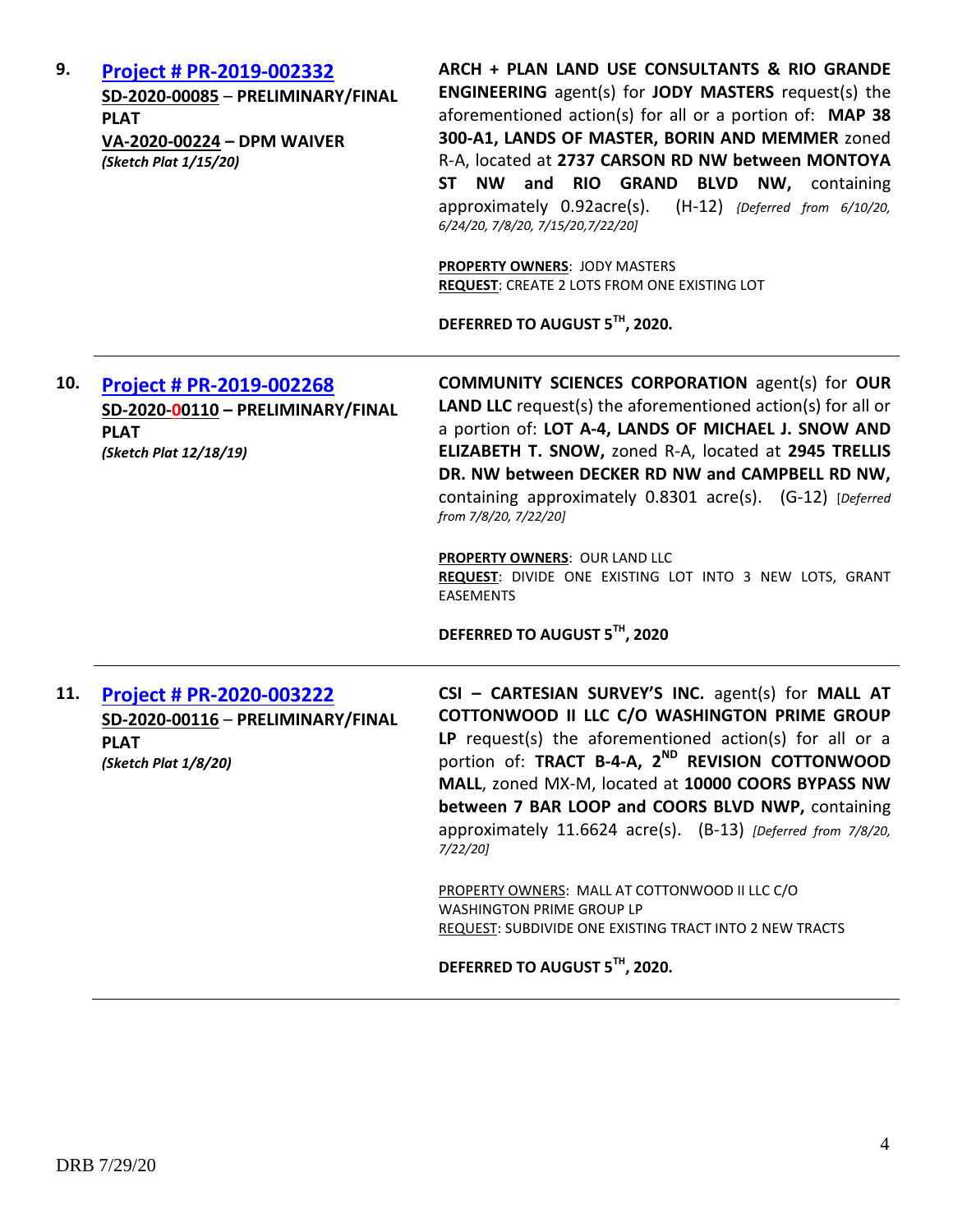**9.** **[Project # PR-2019-002332](#)**
**SD-2020-00085 – PRELIMINARY/FINAL PLAT**
**VA-2020-00224 – DPM WAIVER**
***(Sketch Plat 1/15/20)***

**ARCH + PLAN LAND USE CONSULTANTS & RIO GRANDE ENGINEERING** agent(s) for **JODY MASTERS** request(s) the aforementioned action(s) for all or a portion of: **MAP 38 300-A1, LANDS OF MASTER, BORIN AND MEMMER** zoned R-A, located at **2737 CARSON RD NW between MONTOYA ST NW and RIO GRAND BLVD NW,** containing approximately 0.92acre(s). (H-12) *{Deferred from 6/10/20, 6/24/20, 7/8/20, 7/15/20,7/22/20]*

**PROPERTY OWNERS**: JODY MASTERS
**REQUEST**: CREATE 2 LOTS FROM ONE EXISTING LOT

**DEFERRED TO AUGUST 5TH, 2020.**

---

**10.** **[Project # PR-2019-002268](#)**
**SD-2020-00110 – PRELIMINARY/FINAL PLAT**
***(Sketch Plat 12/18/19)***

**COMMUNITY SCIENCES CORPORATION** agent(s) for **OUR LAND LLC** request(s) the aforementioned action(s) for all or a portion of: **LOT A-4, LANDS OF MICHAEL J. SNOW AND ELIZABETH T. SNOW,** zoned R-A, located at **2945 TRELLIS DR. NW between DECKER RD NW and CAMPBELL RD NW,** containing approximately 0.8301 acre(s). (G-12) *[Deferred from 7/8/20, 7/22/20]*

**PROPERTY OWNERS**: OUR LAND LLC
**REQUEST**: DIVIDE ONE EXISTING LOT INTO 3 NEW LOTS, GRANT EASEMENTS

**DEFERRED TO AUGUST 5TH, 2020**

---

**11.** **[Project # PR-2020-003222](#)**
**SD-2020-00116 – PRELIMINARY/FINAL PLAT**
***(Sketch Plat 1/8/20)***

**CSI – CARTESIAN SURVEY'S INC.** agent(s) for **MALL AT COTTONWOOD II LLC C/O WASHINGTON PRIME GROUP LP** request(s) the aforementioned action(s) for all or a portion of: **TRACT B-4-A, 2ND REVISION COTTONWOOD MALL**, zoned MX-M, located at **10000 COORS BYPASS NW between 7 BAR LOOP and COORS BLVD NWP,** containing approximately 11.6624 acre(s). (B-13) *[Deferred from 7/8/20, 7/22/20]*

PROPERTY OWNERS: MALL AT COTTONWOOD II LLC C/O WASHINGTON PRIME GROUP LP
REQUEST: SUBDIVIDE ONE EXISTING TRACT INTO 2 NEW TRACTS

**DEFERRED TO AUGUST 5TH, 2020.**

---

DRB 7/29/20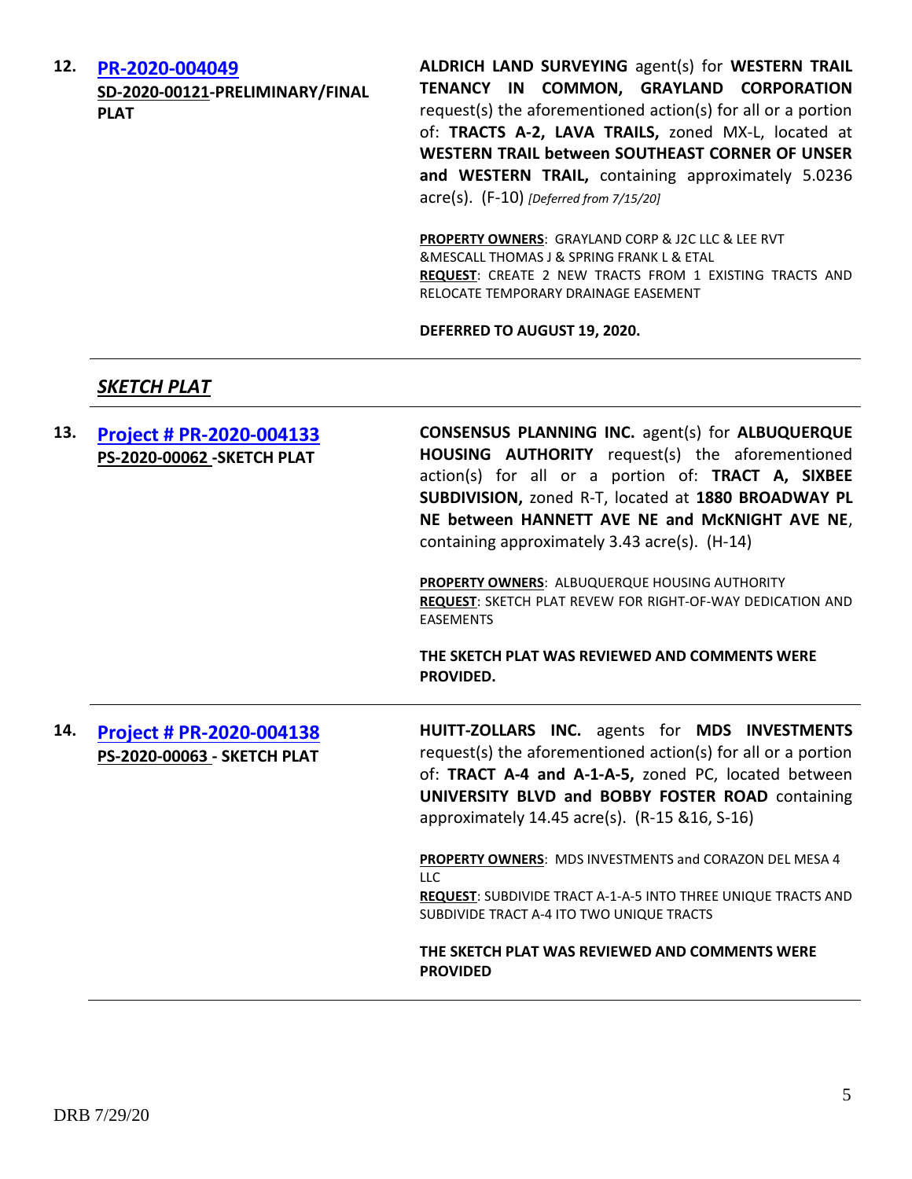12. **PR-2020-004049**
**SD-2020-00121-PRELIMINARY/FINAL PLAT**

**ALDRICH LAND SURVEYING** agent(s) for **WESTERN TRAIL TENANCY IN COMMON, GRAYLAND CORPORATION** request(s) the aforementioned action(s) for all or a portion of: **TRACTS A-2, LAVA TRAILS,** zoned MX-L, located at **WESTERN TRAIL between SOUTHEAST CORNER OF UNSER and WESTERN TRAIL,** containing approximately 5.0236 acre(s). (F-10) *[Deferred from 7/15/20]*

**PROPERTY OWNERS**: GRAYLAND CORP & J2C LLC & LEE RVT &MESCALL THOMAS J & SPRING FRANK L & ETAL
**REQUEST**: CREATE 2 NEW TRACTS FROM 1 EXISTING TRACTS AND RELOCATE TEMPORARY DRAINAGE EASEMENT

**DEFERRED TO AUGUST 19, 2020.**

---

## *SKETCH PLAT*

---

13. **Project # PR-2020-004133**
**PS-2020-00062 -SKETCH PLAT**

**CONSENSUS PLANNING INC.** agent(s) for **ALBUQUERQUE HOUSING AUTHORITY** request(s) the aforementioned action(s) for all or a portion of: **TRACT A, SIXBEE SUBDIVISION,** zoned R-T, located at **1880 BROADWAY PL NE between HANNETT AVE NE and McKNIGHT AVE NE**, containing approximately 3.43 acre(s). (H-14)

**PROPERTY OWNERS**: ALBUQUERQUE HOUSING AUTHORITY
**REQUEST**: SKETCH PLAT REVEW FOR RIGHT-OF-WAY DEDICATION AND EASEMENTS

**THE SKETCH PLAT WAS REVIEWED AND COMMENTS WERE PROVIDED.**

---

14. **Project # PR-2020-004138**
**PS-2020-00063 - SKETCH PLAT**

**HUITT-ZOLLARS INC.** agents for **MDS INVESTMENTS** request(s) the aforementioned action(s) for all or a portion of: **TRACT A-4 and A-1-A-5,** zoned PC, located between **UNIVERSITY BLVD and BOBBY FOSTER ROAD** containing approximately 14.45 acre(s). (R-15 &16, S-16)

**PROPERTY OWNERS**: MDS INVESTMENTS and CORAZON DEL MESA 4 LLC
**REQUEST**: SUBDIVIDE TRACT A-1-A-5 INTO THREE UNIQUE TRACTS AND SUBDIVIDE TRACT A-4 ITO TWO UNIQUE TRACTS

**THE SKETCH PLAT WAS REVIEWED AND COMMENTS WERE PROVIDED**

---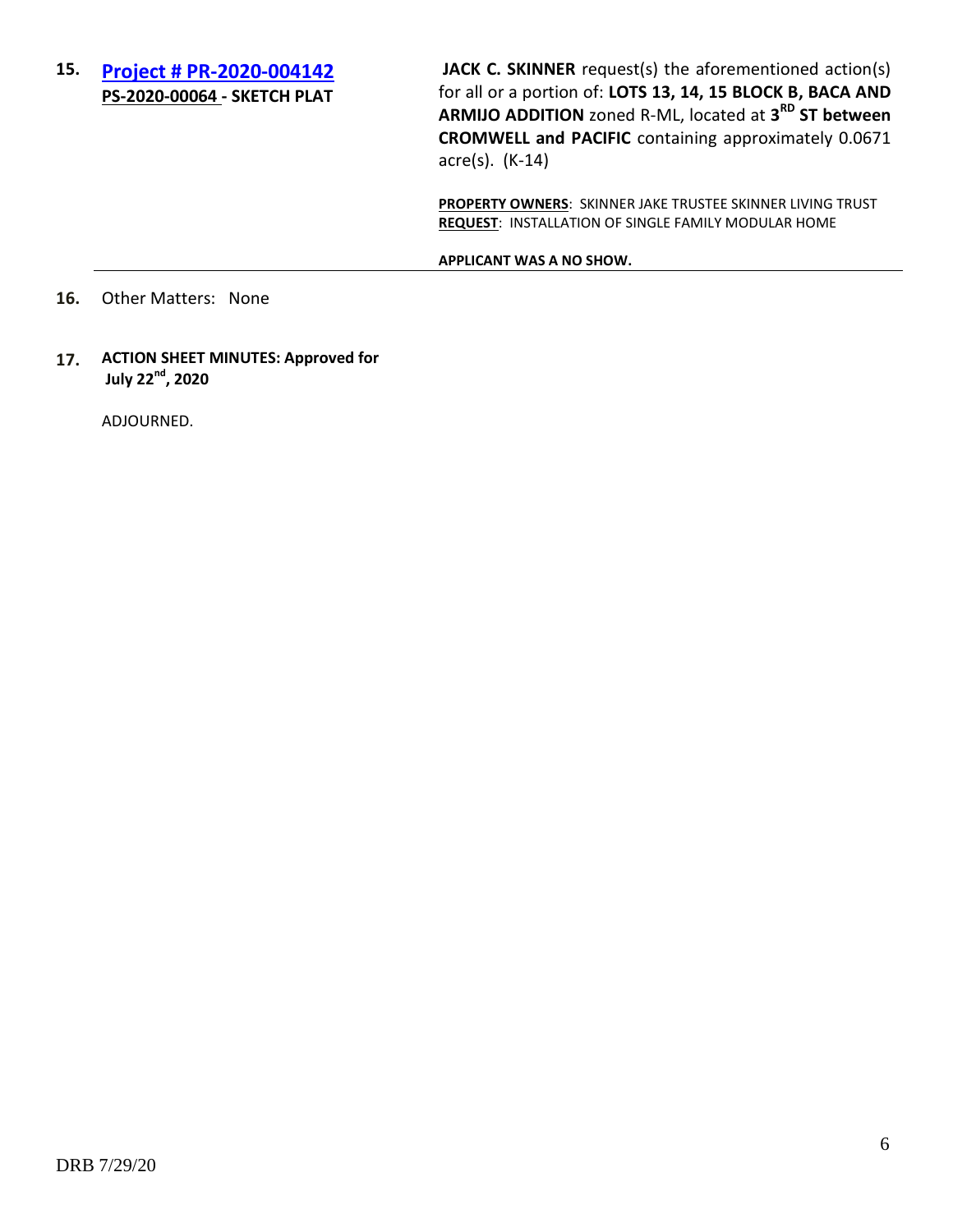**15. [Project # PR-2020-004142](#)**
**PS-2020-00064 - SKETCH PLAT**

**JACK C. SKINNER** request(s) the aforementioned action(s) for all or a portion of: **LOTS 13, 14, 15 BLOCK B, BACA AND ARMIJO ADDITION** zoned R-ML, located at **3RD ST between CROMWELL and PACIFIC** containing approximately 0.0671 acre(s). (K-14)

**PROPERTY OWNERS**: SKINNER JAKE TRUSTEE SKINNER LIVING TRUST
**REQUEST**: INSTALLATION OF SINGLE FAMILY MODULAR HOME

**APPLICANT WAS A NO SHOW.**

---

**16.** Other Matters: None

**17. ACTION SHEET MINUTES: Approved for July 22nd, 2020**

ADJOURNED.

DRB 7/29/20